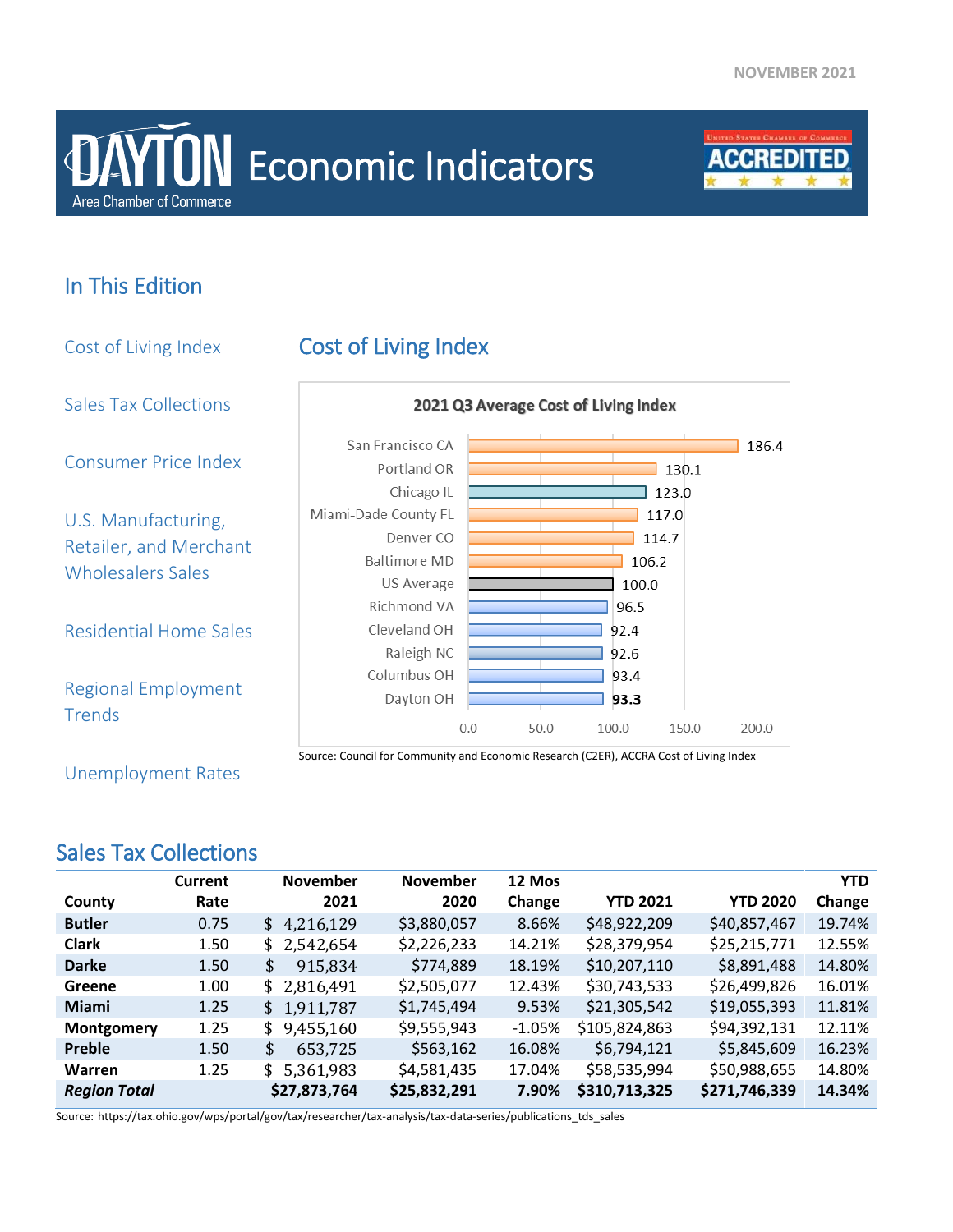NOVEMBER 2021

# DAYTON Area Chamber of Commerce Economic Indicators

## In This Edition

- Cost of Living Index
- Sales Tax Collections
- Consumer Price Index
- U.S. Manufacturing, Retailer, and Merchant Wholesalers Sales
- Residential Home Sales
- Regional Employment Trends
- Unemployment Rates

## Cost of Living Index

**2021 Q3 Average Cost of Living Index**

| Location | Index |
|---|---|
| San Francisco CA | 186.4 |
| Portland OR | 130.1 |
| Chicago IL | 123.0 |
| Miami-Dade County FL | 117.0 |
| Denver CO | 114.7 |
| Baltimore MD | 106.2 |
| US Average | 100.0 |
| Richmond VA | 96.5 |
| Cleveland OH | 92.4 |
| Raleigh NC | 92.6 |
| Columbus OH | 93.4 |
| Dayton OH | **93.3** |

Source: Council for Community and Economic Research (C2ER), ACCRA Cost of Living Index

## Sales Tax Collections

| County | Current Rate | November 2021 | November 2020 | 12 Mos Change | YTD 2021 | YTD 2020 | YTD Change |
|---|---|---|---|---|---|---|---|
| **Butler** | 0.75 | $ 4,216,129 | $3,880,057 | 8.66% | $48,922,209 | $40,857,467 | 19.74% |
| **Clark** | 1.50 | $ 2,542,654 | $2,226,233 | 14.21% | $28,379,954 | $25,215,771 | 12.55% |
| **Darke** | 1.50 | $ 915,834 | $774,889 | 18.19% | $10,207,110 | $8,891,488 | 14.80% |
| **Greene** | 1.00 | $ 2,816,491 | $2,505,077 | 12.43% | $30,743,533 | $26,499,826 | 16.01% |
| **Miami** | 1.25 | $ 1,911,787 | $1,745,494 | 9.53% | $21,305,542 | $19,055,393 | 11.81% |
| **Montgomery** | 1.25 | $ 9,455,160 | $9,555,943 | -1.05% | $105,824,863 | $94,392,131 | 12.11% |
| **Preble** | 1.50 | $ 653,725 | $563,162 | 16.08% | $6,794,121 | $5,845,609 | 16.23% |
| **Warren** | 1.25 | $ 5,361,983 | $4,581,435 | 17.04% | $58,535,994 | $50,988,655 | 14.80% |
| ***Region Total*** | | **$27,873,764** | **$25,832,291** | **7.90%** | **$310,713,325** | **$271,746,339** | **14.34%** |

Source: https://tax.ohio.gov/wps/portal/gov/tax/researcher/tax-analysis/tax-data-series/publications_tds_sales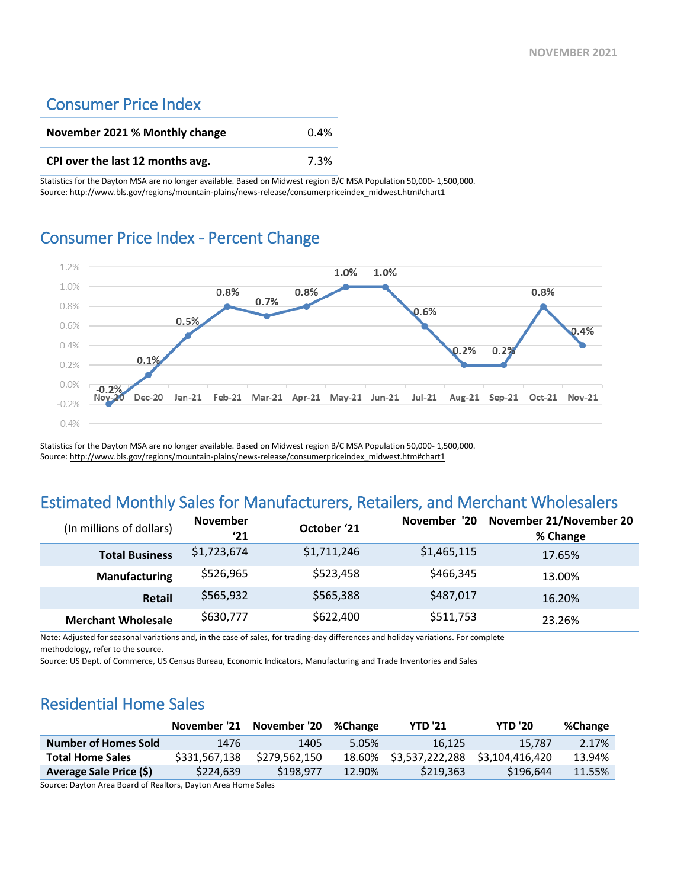NOVEMBER 2021

## Consumer Price Index

| November 2021 % Monthly change | 0.4% |
|---|---|
| CPI over the last 12 months avg. | 7.3% |

Statistics for the Dayton MSA are no longer available. Based on Midwest region B/C MSA Population 50,000- 1,500,000.
Source: http://www.bls.gov/regions/mountain-plains/news-release/consumerpriceindex_midwest.htm#chart1

## Consumer Price Index - Percent Change

| Month | % Change |
|---|---|
| Nov-20 | -0.2% |
| Dec-20 | 0.1% |
| Jan-21 | 0.5% |
| Feb-21 | 0.8% |
| Mar-21 | 0.7% |
| Apr-21 | 0.8% |
| May-21 | 1.0% |
| Jun-21 | 1.0% |
| Jul-21 | 0.6% |
| Aug-21 | 0.2% |
| Sep-21 | 0.2% |
| Oct-21 | 0.8% |
| Nov-21 | 0.4% |

Statistics for the Dayton MSA are no longer available. Based on Midwest region B/C MSA Population 50,000- 1,500,000.
Source: http://www.bls.gov/regions/mountain-plains/news-release/consumerpriceindex_midwest.htm#chart1

## Estimated Monthly Sales for Manufacturers, Retailers, and Merchant Wholesalers

| (In millions of dollars) | November '21 | October '21 | November '20 | November 21/November 20 % Change |
|---|---|---|---|---|
| **Total Business** | $1,723,674 | $1,711,246 | $1,465,115 | 17.65% |
| **Manufacturing** | $526,965 | $523,458 | $466,345 | 13.00% |
| **Retail** | $565,932 | $565,388 | $487,017 | 16.20% |
| **Merchant Wholesale** | $630,777 | $622,400 | $511,753 | 23.26% |

Note: Adjusted for seasonal variations and, in the case of sales, for trading-day differences and holiday variations. For complete methodology, refer to the source.
Source: US Dept. of Commerce, US Census Bureau, Economic Indicators, Manufacturing and Trade Inventories and Sales

## Residential Home Sales

| | November '21 | November '20 | %Change | YTD '21 | YTD '20 | %Change |
|---|---|---|---|---|---|---|
| **Number of Homes Sold** | 1476 | 1405 | 5.05% | 16,125 | 15,787 | 2.17% |
| **Total Home Sales** | $331,567,138 | $279,562,150 | 18.60% | $3,537,222,288 | $3,104,416,420 | 13.94% |
| **Average Sale Price ($)** | $224,639 | $198,977 | 12.90% | $219,363 | $196,644 | 11.55% |

Source: Dayton Area Board of Realtors, Dayton Area Home Sales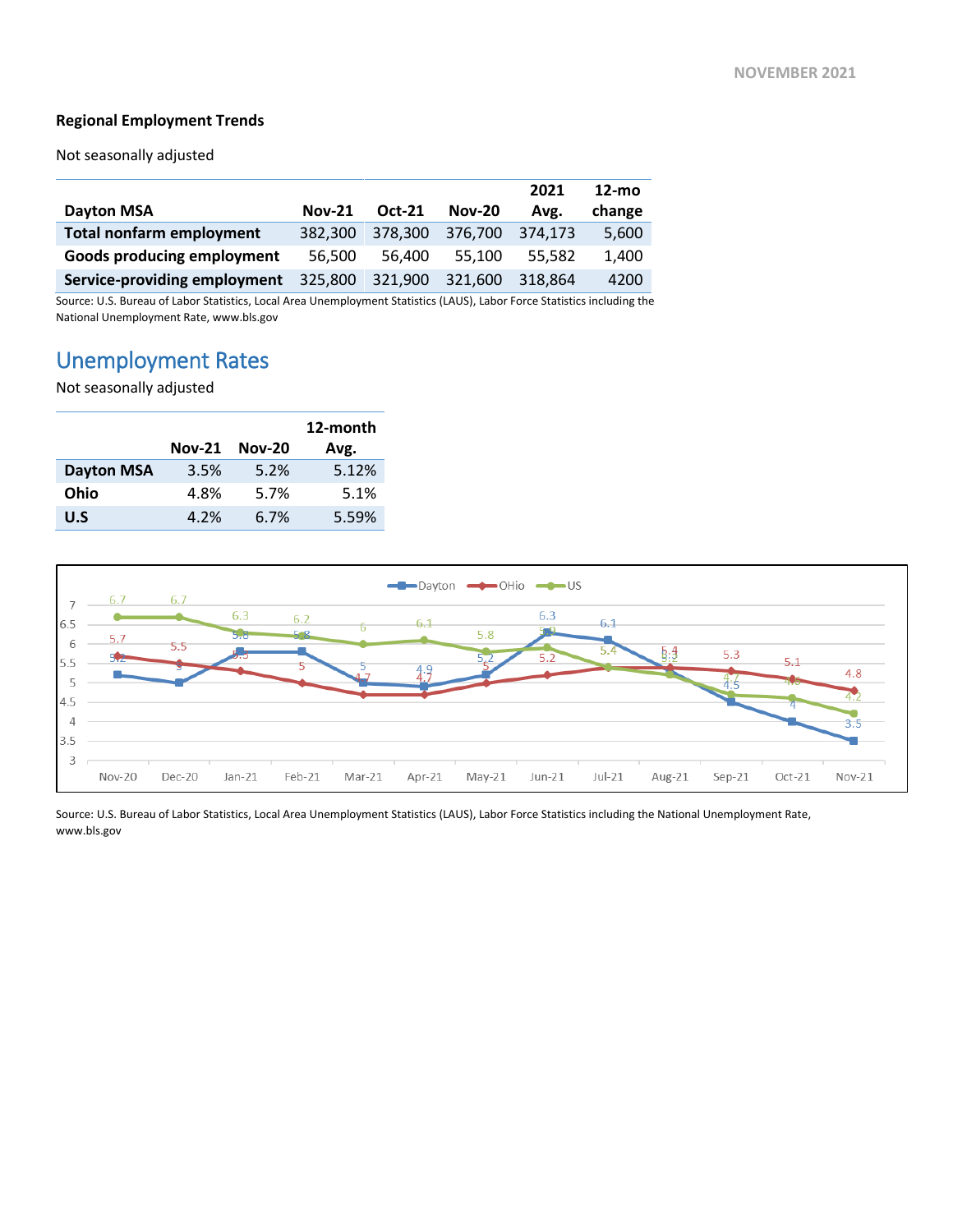**Regional Employment Trends**

Not seasonally adjusted

| Dayton MSA | Nov-21 | Oct-21 | Nov-20 | 2021 Avg. | 12-mo change |
|---|---|---|---|---|---|
| **Total nonfarm employment** | 382,300 | 378,300 | 376,700 | 374,173 | 5,600 |
| **Goods producing employment** | 56,500 | 56,400 | 55,100 | 55,582 | 1,400 |
| **Service-providing employment** | 325,800 | 321,900 | 321,600 | 318,864 | 4200 |

Source: U.S. Bureau of Labor Statistics, Local Area Unemployment Statistics (LAUS), Labor Force Statistics including the National Unemployment Rate, www.bls.gov

## Unemployment Rates

Not seasonally adjusted

| | Nov-21 | Nov-20 | 12-month Avg. |
|---|---|---|---|
| **Dayton MSA** | 3.5% | 5.2% | 5.12% |
| **Ohio** | 4.8% | 5.7% | 5.1% |
| **U.S** | 4.2% | 6.7% | 5.59% |

Dayton OHio US

7
6.5
6
5.5
5
4.5
4
3.5
3

Nov-20 Dec-20 Jan-21 Feb-21 Mar-21 Apr-21 May-21 Jun-21 Jul-21 Aug-21 Sep-21 Oct-21 Nov-21

Source: U.S. Bureau of Labor Statistics, Local Area Unemployment Statistics (LAUS), Labor Force Statistics including the National Unemployment Rate, www.bls.gov